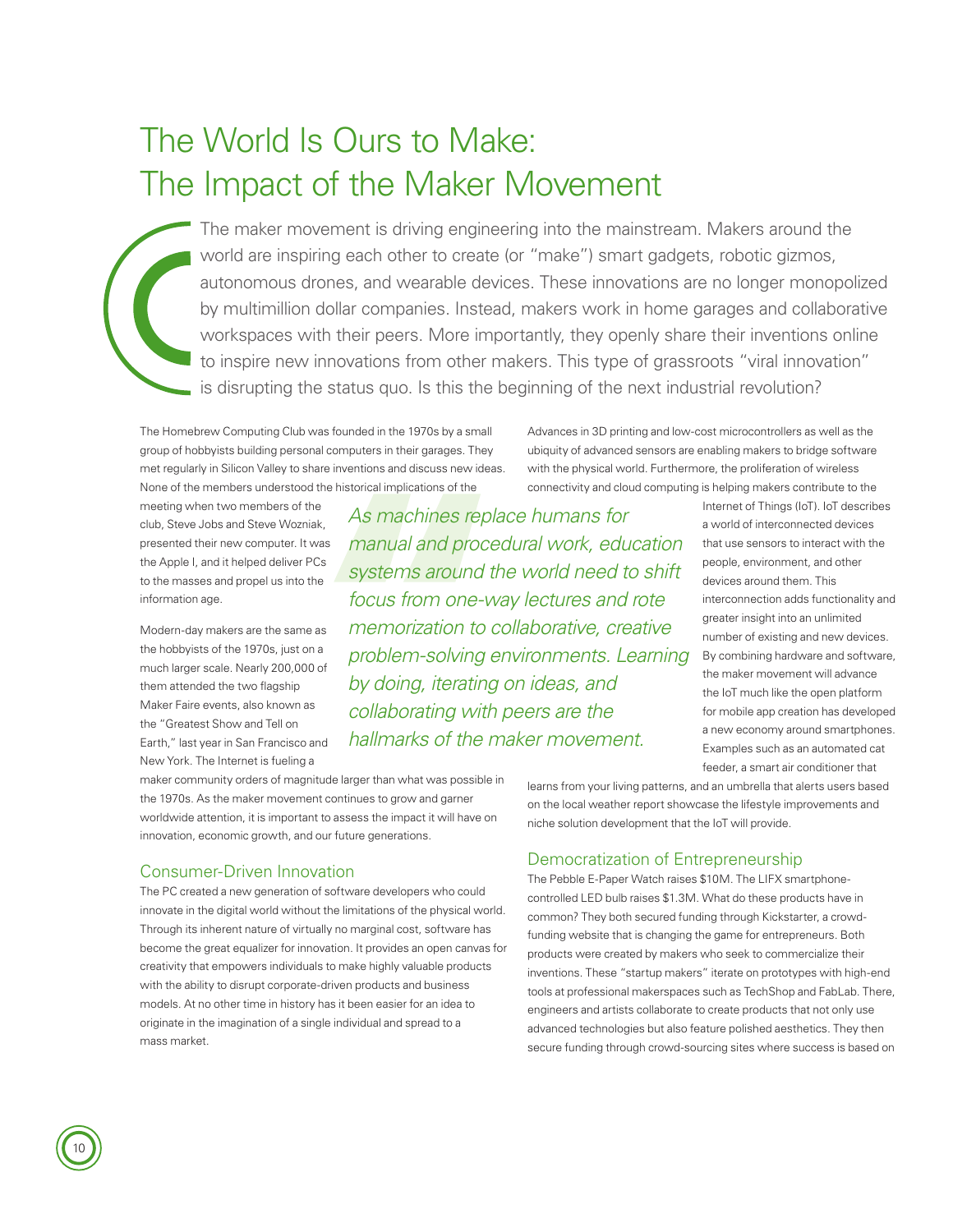# The World Is Ours to Make: The Impact of the Maker Movement

The maker movement is driving engineering into the mainstream. Makers around the world are inspiring each other to create (or "make") smart gadgets, robotic gizmos, autonomous drones, and wearable devices. These innovations are no longer monopolized by multimillion dollar companies. Instead, makers work in home garages and collaborative workspaces with their peers. More importantly, they openly share their inventions online to inspire new innovations from other makers. This type of grassroots "viral innovation" is disrupting the status quo. Is this the beginning of the next industrial revolution?

The Homebrew Computing Club was founded in the 1970s by a small group of hobbyists building personal computers in their garages. They met regularly in Silicon Valley to share inventions and discuss new ideas. None of the members understood the historical implications of the meeting when two members of the club, Steve Jobs and Steve Wozniak, presented their new computer. It was the Apple I, and it helped deliver PCs to the masses and propel us into the information age.

Modern-day makers are the same as the hobbyists of the 1970s, just on a much larger scale. Nearly 200,000 of them attended the two flagship Maker Faire events, also known as the "Greatest Show and Tell on Earth," last year in San Francisco and New York. The Internet is fueling a maker community orders of magnitude larger than what was possible in the 1970s. As the maker movement continues to grow and garner worldwide attention, it is important to assess the impact it will have on innovation, economic growth, and our future generations.

> *As machines replace humans for manual and procedural work, education systems around the world need to shift focus from one-way lectures and rote memorization to collaborative, creative problem-solving environments. Learning by doing, iterating on ideas, and collaborating with peers are the hallmarks of the maker movement.*

## Consumer-Driven Innovation

The PC created a new generation of software developers who could innovate in the digital world without the limitations of the physical world. Through its inherent nature of virtually no marginal cost, software has become the great equalizer for innovation. It provides an open canvas for creativity that empowers individuals to make highly valuable products with the ability to disrupt corporate-driven products and business models. At no other time in history has it been easier for an idea to originate in the imagination of a single individual and spread to a mass market.

Advances in 3D printing and low-cost microcontrollers as well as the ubiquity of advanced sensors are enabling makers to bridge software with the physical world. Furthermore, the proliferation of wireless connectivity and cloud computing is helping makers contribute to the Internet of Things (IoT). IoT describes a world of interconnected devices that use sensors to interact with the people, environment, and other devices around them. This interconnection adds functionality and greater insight into an unlimited number of existing and new devices. By combining hardware and software, the maker movement will advance the IoT much like the open platform for mobile app creation has developed a new economy around smartphones. Examples such as an automated cat feeder, a smart air conditioner that learns from your living patterns, and an umbrella that alerts users based on the local weather report showcase the lifestyle improvements and niche solution development that the IoT will provide.

## Democratization of Entrepreneurship

The Pebble E-Paper Watch raises $10M. The LIFX smartphone-controlled LED bulb raises $1.3M. What do these products have in common? They both secured funding through Kickstarter, a crowd-funding website that is changing the game for entrepreneurs. Both products were created by makers who seek to commercialize their inventions. These "startup makers" iterate on prototypes with high-end tools at professional makerspaces such as TechShop and FabLab. There, engineers and artists collaborate to create products that not only use advanced technologies but also feature polished aesthetics. They then secure funding through crowd-sourcing sites where success is based on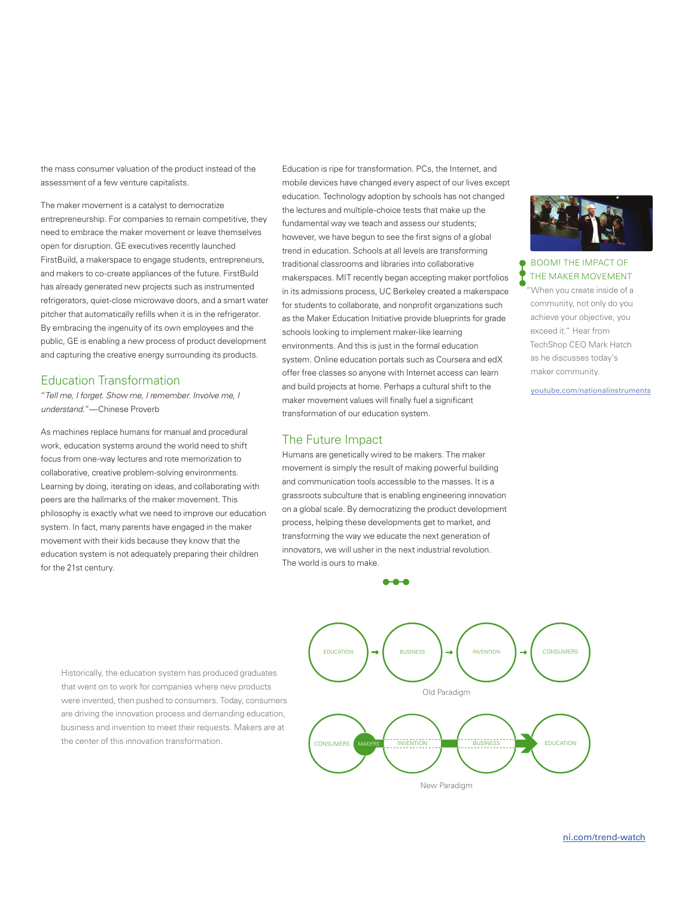the mass consumer valuation of the product instead of the assessment of a few venture capitalists.

The maker movement is a catalyst to democratize entrepreneurship. For companies to remain competitive, they need to embrace the maker movement or leave themselves open for disruption. GE executives recently launched FirstBuild, a makerspace to engage students, entrepreneurs, and makers to co-create appliances of the future. FirstBuild has already generated new projects such as instrumented refrigerators, quiet-close microwave doors, and a smart water pitcher that automatically refills when it is in the refrigerator. By embracing the ingenuity of its own employees and the public, GE is enabling a new process of product development and capturing the creative energy surrounding its products.

## Education Transformation

*"Tell me, I forget. Show me, I remember. Involve me, I understand."*—Chinese Proverb

As machines replace humans for manual and procedural work, education systems around the world need to shift focus from one-way lectures and rote memorization to collaborative, creative problem-solving environments. Learning by doing, iterating on ideas, and collaborating with peers are the hallmarks of the maker movement. This philosophy is exactly what we need to improve our education system. In fact, many parents have engaged in the maker movement with their kids because they know that the education system is not adequately preparing their children for the 21st century.

Education is ripe for transformation. PCs, the Internet, and mobile devices have changed every aspect of our lives except education. Technology adoption by schools has not changed the lectures and multiple-choice tests that make up the fundamental way we teach and assess our students; however, we have begun to see the first signs of a global trend in education. Schools at all levels are transforming traditional classrooms and libraries into collaborative makerspaces. MIT recently began accepting maker portfolios in its admissions process, UC Berkeley created a makerspace for students to collaborate, and nonprofit organizations such as the Maker Education Initiative provide blueprints for grade schools looking to implement maker-like learning environments. And this is just in the formal education system. Online education portals such as Coursera and edX offer free classes so anyone with Internet access can learn and build projects at home. Perhaps a cultural shift to the maker movement values will finally fuel a significant transformation of our education system.

## The Future Impact

Humans are genetically wired to be makers. The maker movement is simply the result of making powerful building and communication tools accessible to the masses. It is a grassroots subculture that is enabling engineering innovation on a global scale. By democratizing the product development process, helping these developments get to market, and transforming the way we educate the next generation of innovators, we will usher in the next industrial revolution. The world is ours to make.

BOOM! THE IMPACT OF THE MAKER MOVEMENT

"When you create inside of a community, not only do you achieve your objective, you exceed it." Hear from TechShop CEO Mark Hatch as he discusses today's maker community.

youtube.com/nationalinstruments

EDUCATION → BUSINESS → INVENTION → CONSUMERS

Old Paradigm

CONSUMERS MAKERS INVENTION BUSINESS EDUCATION

New Paradigm

Historically, the education system has produced graduates that went on to work for companies where new products were invented, then pushed to consumers. Today, consumers are driving the innovation process and demanding education, business and invention to meet their requests. Makers are at the center of this innovation transformation.

ni.com/trend-watch